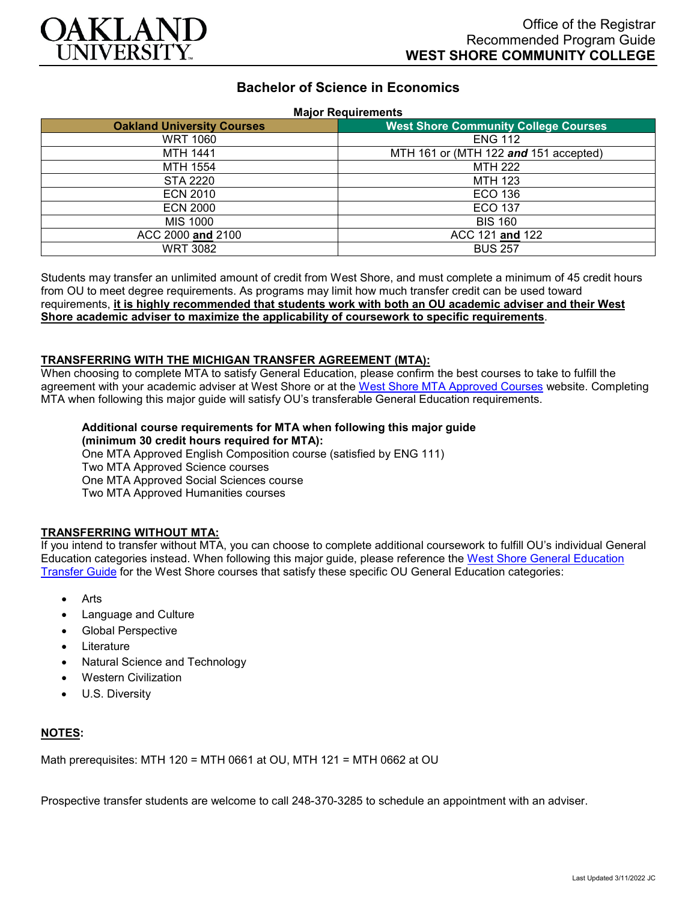OAKLAND UNIVERSITY

Office of the Registrar
Recommended Program Guide
**WEST SHORE COMMUNITY COLLEGE**

# Bachelor of Science in Economics

**Major Requirements**

| Oakland University Courses | West Shore Community College Courses |
|---|---|
| WRT 1060 | ENG 112 |
| MTH 1441 | MTH 161 or (MTH 122 ***and*** 151 accepted) |
| MTH 1554 | MTH 222 |
| STA 2220 | MTH 123 |
| ECN 2010 | ECO 136 |
| ECN 2000 | ECO 137 |
| MIS 1000 | BIS 160 |
| ACC 2000 **and** 2100 | ACC 121 **and** 122 |
| WRT 3082 | BUS 257 |

Students may transfer an unlimited amount of credit from West Shore, and must complete a minimum of 45 credit hours from OU to meet degree requirements. As programs may limit how much transfer credit can be used toward requirements, **it is highly recommended that students work with both an OU academic adviser and their West Shore academic adviser to maximize the applicability of coursework to specific requirements**.

## TRANSFERRING WITH THE MICHIGAN TRANSFER AGREEMENT (MTA):

When choosing to complete MTA to satisfy General Education, please confirm the best courses to take to fulfill the agreement with your academic adviser at West Shore or at the West Shore MTA Approved Courses website. Completing MTA when following this major guide will satisfy OU's transferable General Education requirements.

**Additional course requirements for MTA when following this major guide (minimum 30 credit hours required for MTA):**
One MTA Approved English Composition course (satisfied by ENG 111)
Two MTA Approved Science courses
One MTA Approved Social Sciences course
Two MTA Approved Humanities courses

## TRANSFERRING WITHOUT MTA:

If you intend to transfer without MTA, you can choose to complete additional coursework to fulfill OU's individual General Education categories instead. When following this major guide, please reference the West Shore General Education Transfer Guide for the West Shore courses that satisfy these specific OU General Education categories:

- Arts
- Language and Culture
- Global Perspective
- Literature
- Natural Science and Technology
- Western Civilization
- U.S. Diversity

## NOTES:

Math prerequisites: MTH 120 = MTH 0661 at OU, MTH 121 = MTH 0662 at OU

Prospective transfer students are welcome to call 248-370-3285 to schedule an appointment with an adviser.

Last Updated 3/11/2022 JC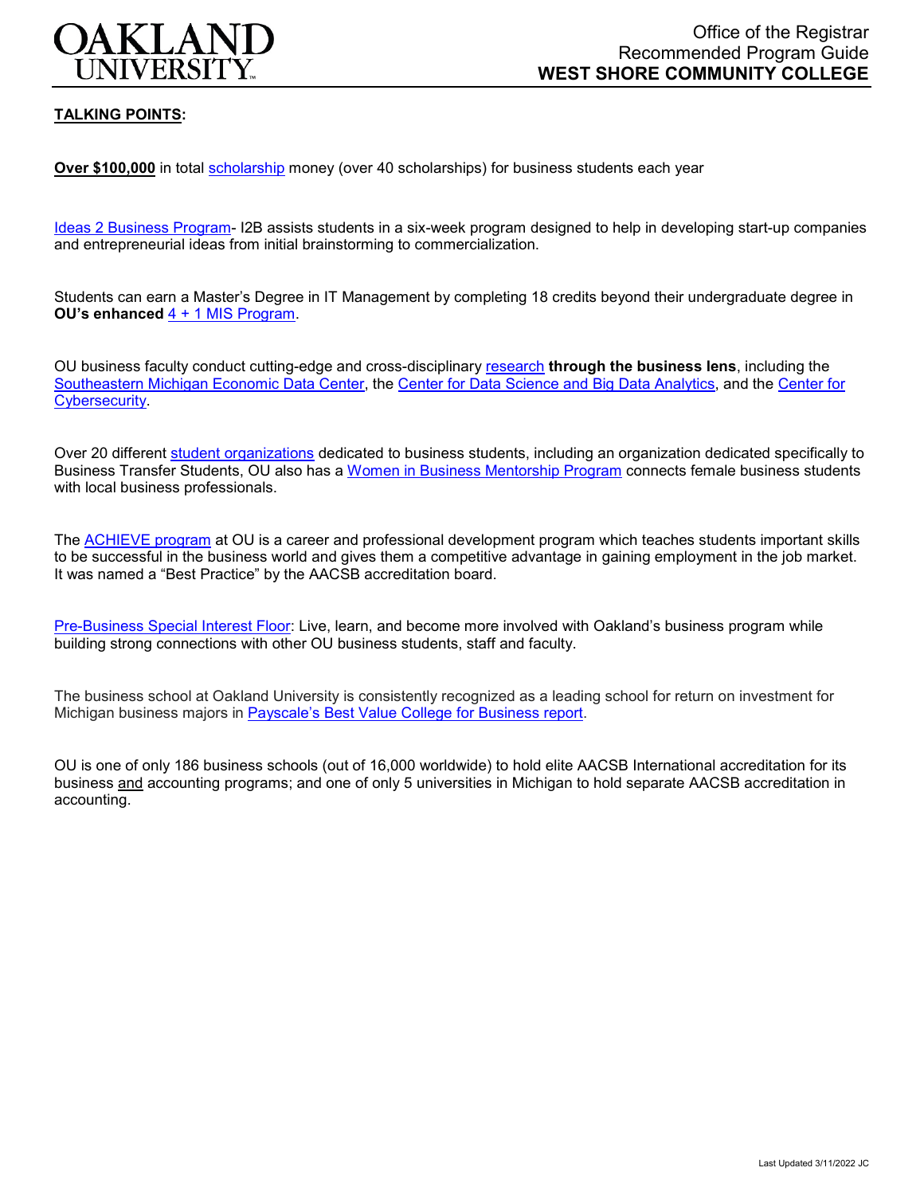**TALKING POINTS:**

**Over $100,000** in total scholarship money (over 40 scholarships) for business students each year

Ideas 2 Business Program- I2B assists students in a six-week program designed to help in developing start-up companies and entrepreneurial ideas from initial brainstorming to commercialization.

Students can earn a Master's Degree in IT Management by completing 18 credits beyond their undergraduate degree in **OU's enhanced** 4 + 1 MIS Program.

OU business faculty conduct cutting-edge and cross-disciplinary research **through the business lens**, including the Southeastern Michigan Economic Data Center, the Center for Data Science and Big Data Analytics, and the Center for Cybersecurity.

Over 20 different student organizations dedicated to business students, including an organization dedicated specifically to Business Transfer Students, OU also has a Women in Business Mentorship Program connects female business students with local business professionals.

The ACHIEVE program at OU is a career and professional development program which teaches students important skills to be successful in the business world and gives them a competitive advantage in gaining employment in the job market. It was named a "Best Practice" by the AACSB accreditation board.

Pre-Business Special Interest Floor: Live, learn, and become more involved with Oakland's business program while building strong connections with other OU business students, staff and faculty.

The business school at Oakland University is consistently recognized as a leading school for return on investment for Michigan business majors in Payscale's Best Value College for Business report.

OU is one of only 186 business schools (out of 16,000 worldwide) to hold elite AACSB International accreditation for its business and accounting programs; and one of only 5 universities in Michigan to hold separate AACSB accreditation in accounting.